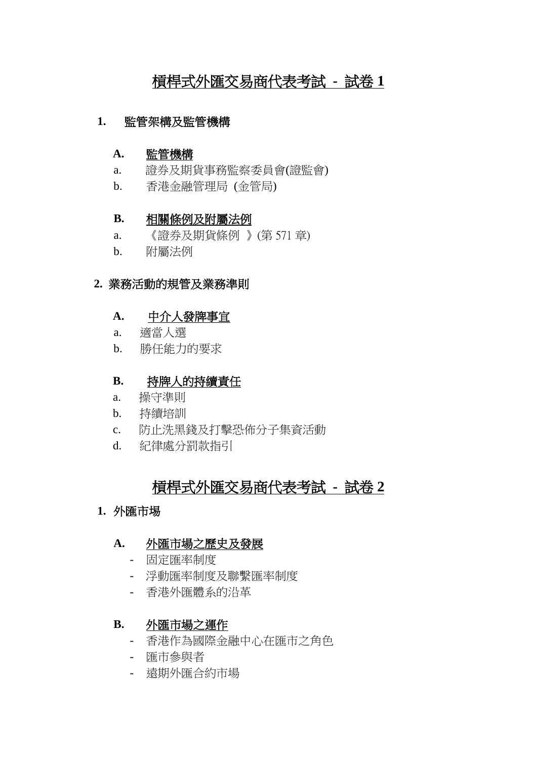# 槓桿式外匯交易商代表考試 - 試卷 1

## 1. 監管架構及監管機構

### A. 監管機構

a. 證券及期貨事務監察委員會(證監會)

b. 香港金融管理局 (金管局)

### B. 相關條例及附屬法例

a. 《證券及期貨條例 》(第 571 章)

b. 附屬法例

## 2. 業務活動的規管及業務準則

### A. 中介人發牌事宜

a. 適當人選

b. 勝任能力的要求

### B. 持牌人的持續責任

a. 操守準則

b. 持續培訓

c. 防止洗黑錢及打擊恐佈分子集資活動

d. 紀律處分罰款指引

# 槓桿式外匯交易商代表考試 - 試卷 2

## 1. 外匯市場

### A. 外匯市場之歷史及發展

- 固定匯率制度
- 浮動匯率制度及聯繫匯率制度
- 香港外匯體系的沿革

### B. 外匯市場之運作

- 香港作為國際金融中心在匯市之角色
- 匯市參與者
- 遠期外匯合約市場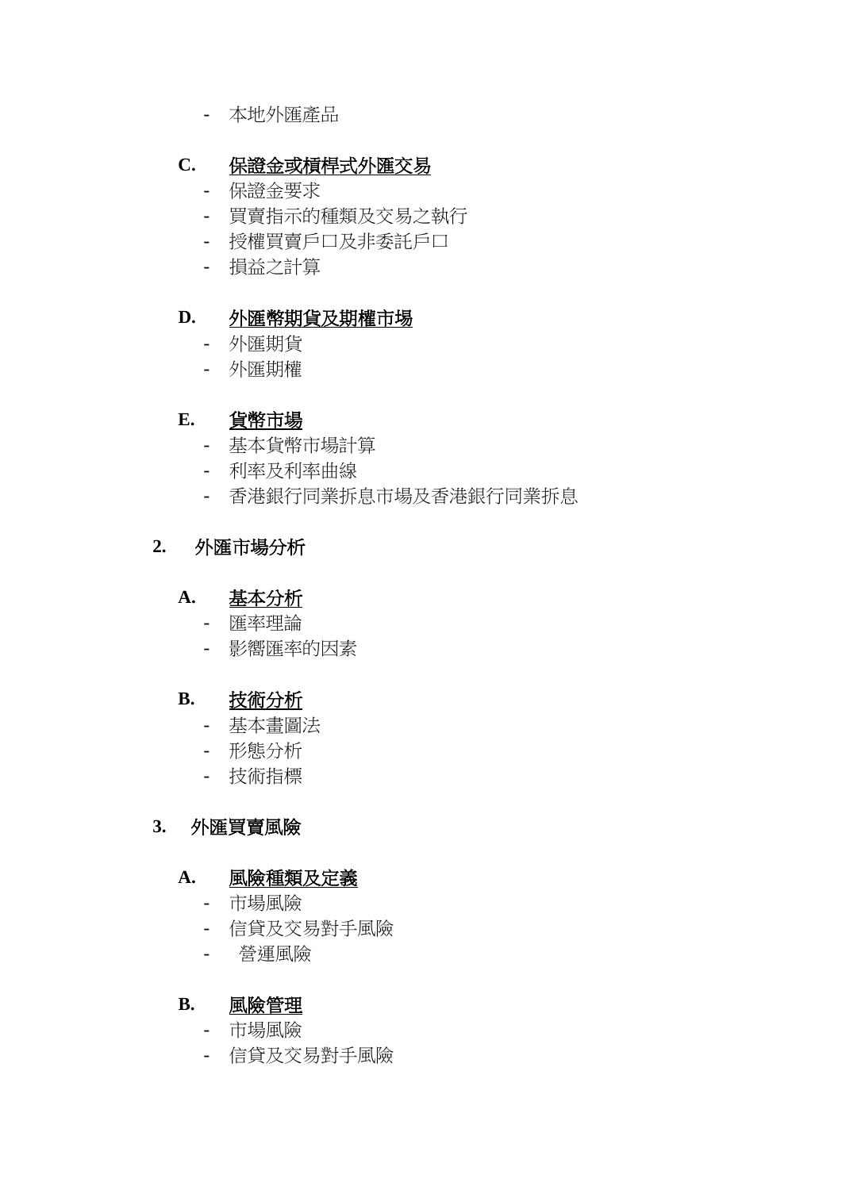- 本地外匯產品

**C.** **<u>保證金或槓桿式外匯交易</u>**

- 保證金要求
- 買賣指示的種類及交易之執行
- 授權買賣戶口及非委託戶口
- 損益之計算

**D.** **<u>外匯幣期貨及期權市場</u>**

- 外匯期貨
- 外匯期權

**E.** **<u>貨幣市場</u>**

- 基本貨幣市場計算
- 利率及利率曲線
- 香港銀行同業拆息市場及香港銀行同業拆息

## 2. 外匯市場分析

**A.** **<u>基本分析</u>**

- 匯率理論
- 影響匯率的因素

**B.** **<u>技術分析</u>**

- 基本畫圖法
- 形態分析
- 技術指標

## 3. 外匯買賣風險

**A.** **<u>風險種類及定義</u>**

- 市場風險
- 信貸及交易對手風險
- 營運風險

**B.** **<u>風險管理</u>**

- 市場風險
- 信貸及交易對手風險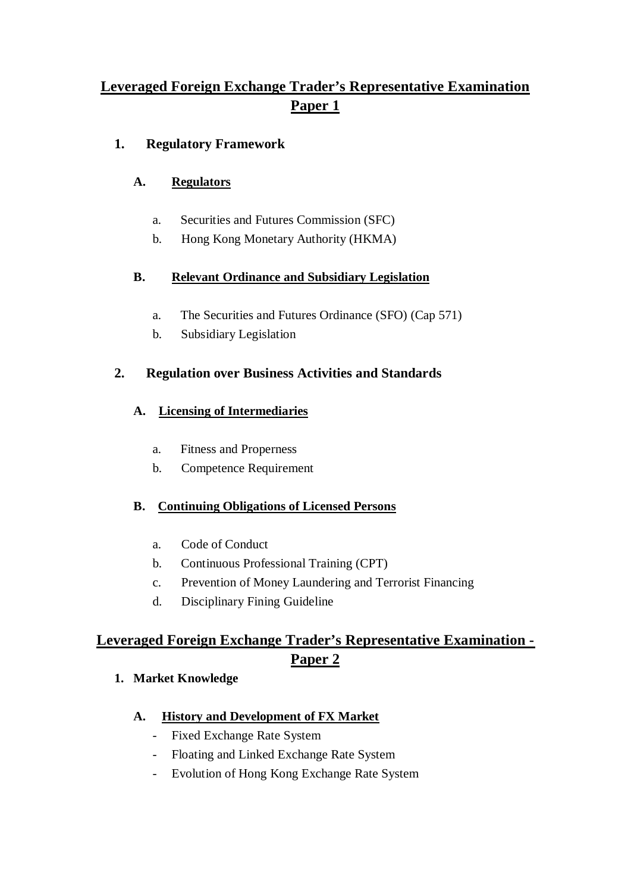# Leveraged Foreign Exchange Trader's Representative Examination Paper 1

## 1. Regulatory Framework

### A. Regulators

a. Securities and Futures Commission (SFC)
b. Hong Kong Monetary Authority (HKMA)

### B. Relevant Ordinance and Subsidiary Legislation

a. The Securities and Futures Ordinance (SFO) (Cap 571)
b. Subsidiary Legislation

## 2. Regulation over Business Activities and Standards

### A. Licensing of Intermediaries

a. Fitness and Properness
b. Competence Requirement

### B. Continuing Obligations of Licensed Persons

a. Code of Conduct
b. Continuous Professional Training (CPT)
c. Prevention of Money Laundering and Terrorist Financing
d. Disciplinary Fining Guideline

# Leveraged Foreign Exchange Trader's Representative Examination - Paper 2

## 1. Market Knowledge

### A. History and Development of FX Market

- Fixed Exchange Rate System
- Floating and Linked Exchange Rate System
- Evolution of Hong Kong Exchange Rate System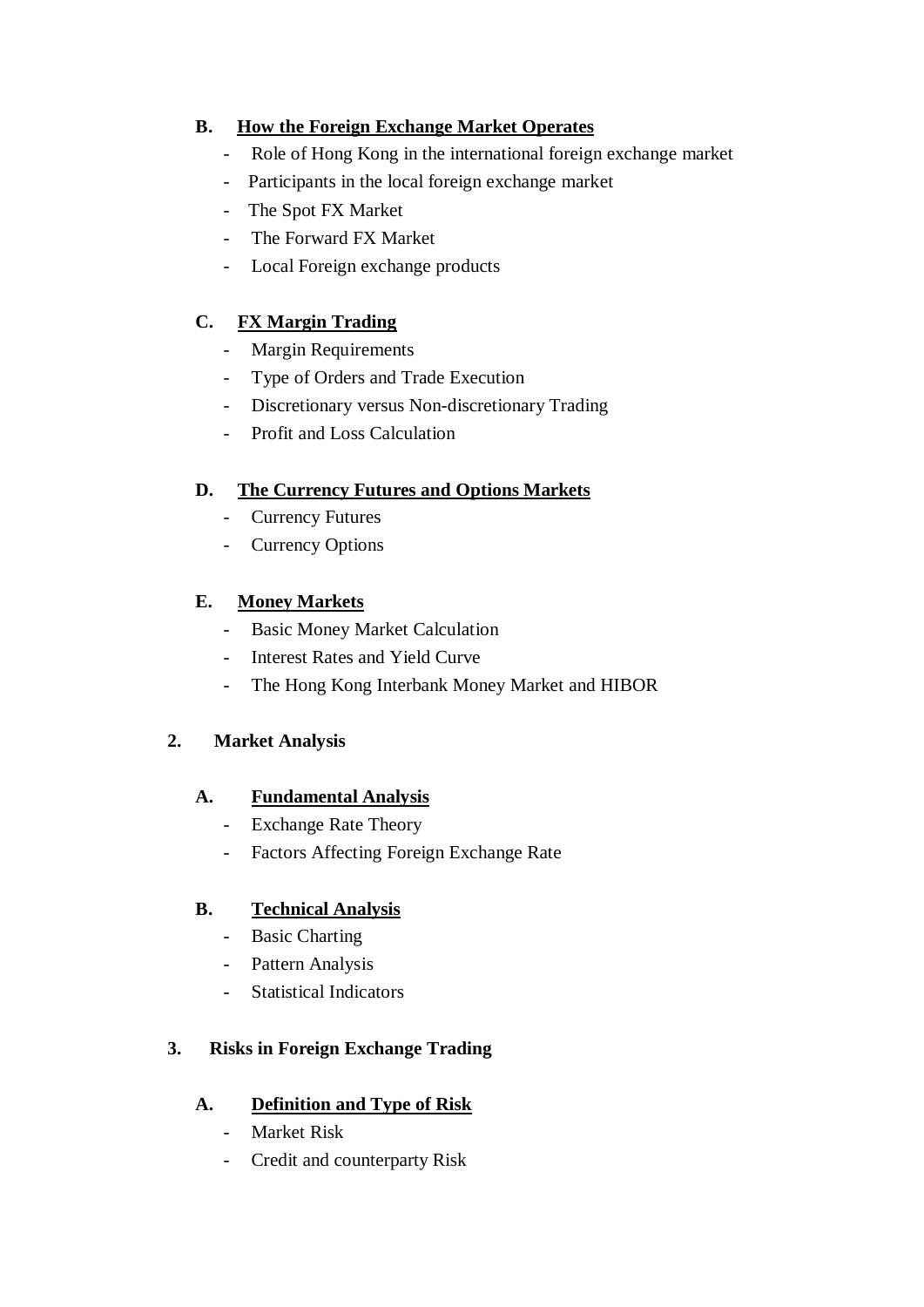### B. <u>How the Foreign Exchange Market Operates</u>

- Role of Hong Kong in the international foreign exchange market
- Participants in the local foreign exchange market
- The Spot FX Market
- The Forward FX Market
- Local Foreign exchange products

### C. <u>FX Margin Trading</u>

- Margin Requirements
- Type of Orders and Trade Execution
- Discretionary versus Non-discretionary Trading
- Profit and Loss Calculation

### D. <u>The Currency Futures and Options Markets</u>

- Currency Futures
- Currency Options

### E. <u>Money Markets</u>

- Basic Money Market Calculation
- Interest Rates and Yield Curve
- The Hong Kong Interbank Money Market and HIBOR

## 2. Market Analysis

### A. <u>Fundamental Analysis</u>

- Exchange Rate Theory
- Factors Affecting Foreign Exchange Rate

### B. <u>Technical Analysis</u>

- Basic Charting
- Pattern Analysis
- Statistical Indicators

## 3. Risks in Foreign Exchange Trading

### A. <u>Definition and Type of Risk</u>

- Market Risk
- Credit and counterparty Risk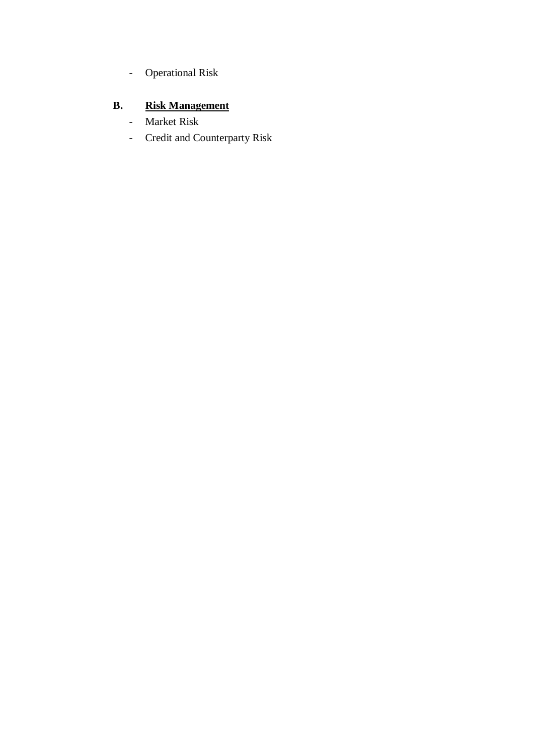- Operational Risk

**B. <u>Risk Management</u>**

- Market Risk
- Credit and Counterparty Risk